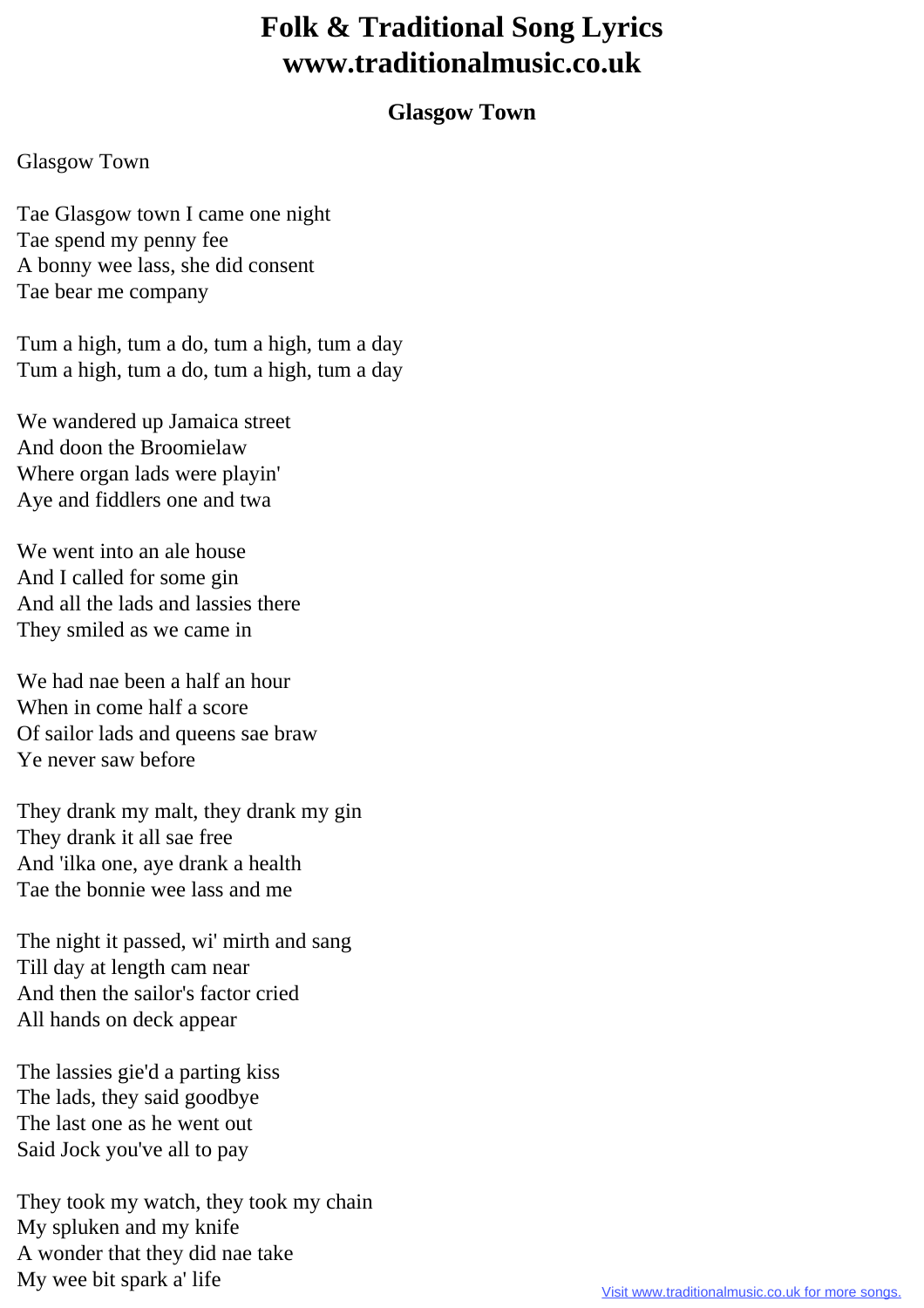# Folk & Traditional Song Lyrics
# www.traditionalmusic.co.uk

## Glasgow Town

Glasgow Town

Tae Glasgow town I came one night
Tae spend my penny fee
A bonny wee lass, she did consent
Tae bear me company

Tum a high, tum a do, tum a high, tum a day
Tum a high, tum a do, tum a high, tum a day

We wandered up Jamaica street
And doon the Broomielaw
Where organ lads were playin'
Aye and fiddlers one and twa

We went into an ale house
And I called for some gin
And all the lads and lassies there
They smiled as we came in

We had nae been a half an hour
When in come half a score
Of sailor lads and queens sae braw
Ye never saw before

They drank my malt, they drank my gin
They drank it all sae free
And 'ilka one, aye drank a health
Tae the bonnie wee lass and me

The night it passed, wi' mirth and sang
Till day at length cam near
And then the sailor's factor cried
All hands on deck appear

The lassies gie'd a parting kiss
The lads, they said goodbye
The last one as he went out
Said Jock you've all to pay

They took my watch, they took my chain
My spluken and my knife
A wonder that they did nae take
My wee bit spark a' life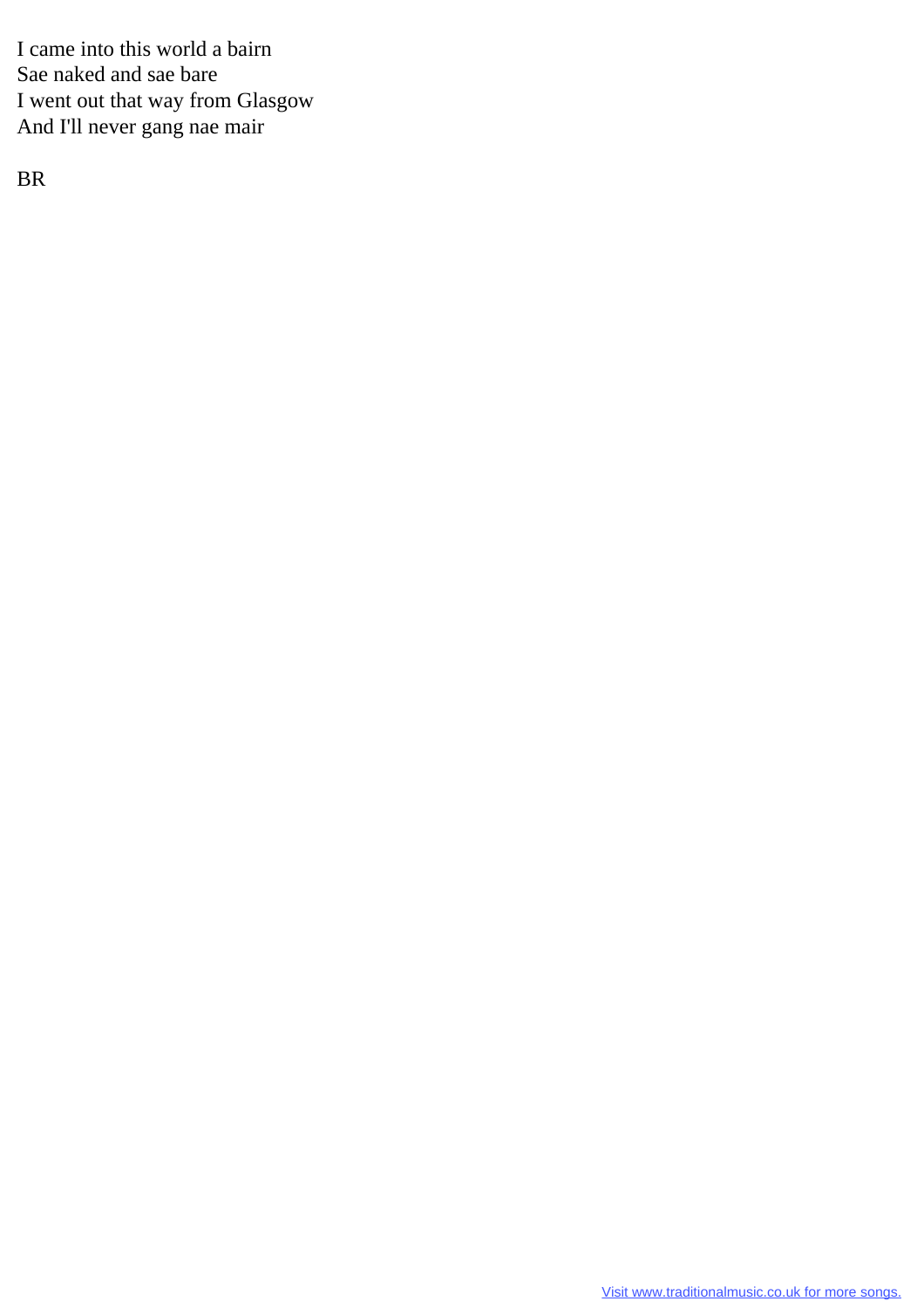I came into this world a bairn
Sae naked and sae bare
I went out that way from Glasgow
And I'll never gang nae mair

BR